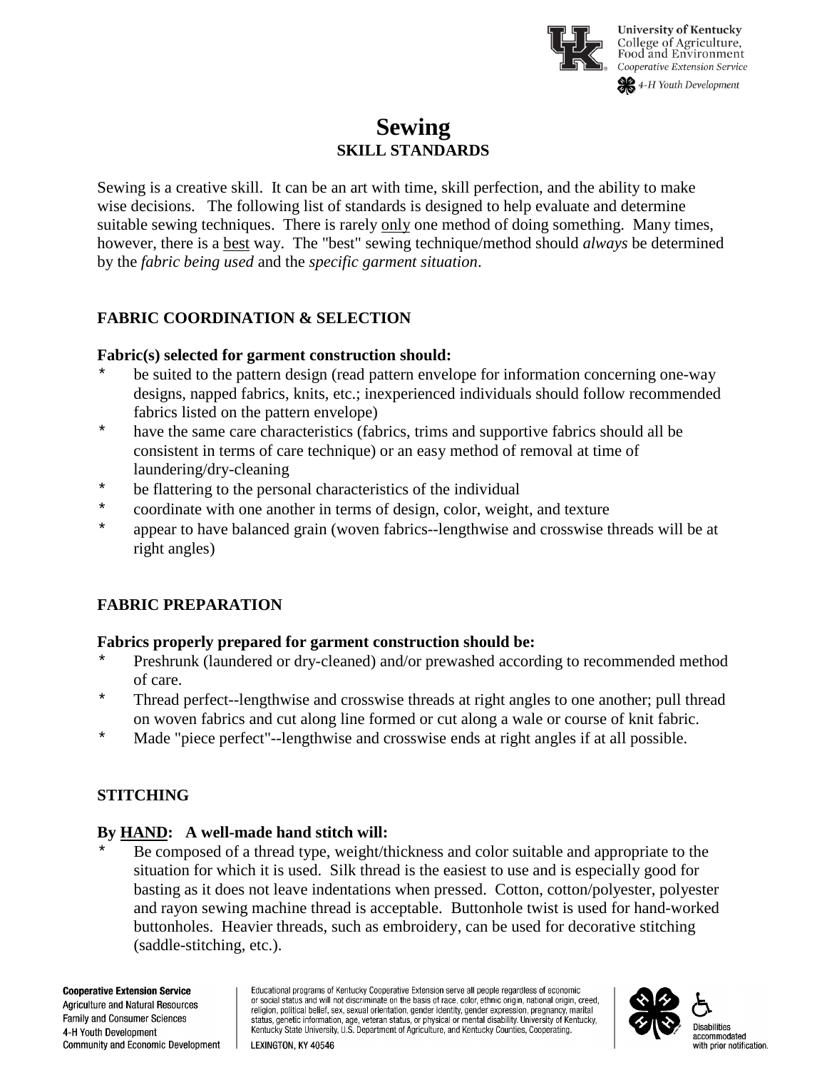# Sewing

## SKILL STANDARDS

Sewing is a creative skill. It can be an art with time, skill perfection, and the ability to make wise decisions. The following list of standards is designed to help evaluate and determine suitable sewing techniques. There is rarely <u>only</u> one method of doing something. Many times, however, there is a <u>best</u> way. The "best" sewing technique/method should *always* be determined by the *fabric being used* and the *specific garment situation*.

### FABRIC COORDINATION & SELECTION

**Fabric(s) selected for garment construction should:**

* be suited to the pattern design (read pattern envelope for information concerning one-way designs, napped fabrics, knits, etc.; inexperienced individuals should follow recommended fabrics listed on the pattern envelope)
* have the same care characteristics (fabrics, trims and supportive fabrics should all be consistent in terms of care technique) or an easy method of removal at time of laundering/dry-cleaning
* be flattering to the personal characteristics of the individual
* coordinate with one another in terms of design, color, weight, and texture
* appear to have balanced grain (woven fabrics--lengthwise and crosswise threads will be at right angles)

### FABRIC PREPARATION

**Fabrics properly prepared for garment construction should be:**

* Preshrunk (laundered or dry-cleaned) and/or prewashed according to recommended method of care.
* Thread perfect--lengthwise and crosswise threads at right angles to one another; pull thread on woven fabrics and cut along line formed or cut along a wale or course of knit fabric.
* Made "piece perfect"--lengthwise and crosswise ends at right angles if at all possible.

### STITCHING

**By <u>HAND</u>: A well-made hand stitch will:**

* Be composed of a thread type, weight/thickness and color suitable and appropriate to the situation for which it is used. Silk thread is the easiest to use and is especially good for basting as it does not leave indentations when pressed. Cotton, cotton/polyester, polyester and rayon sewing machine thread is acceptable. Buttonhole twist is used for hand-worked buttonholes. Heavier threads, such as embroidery, can be used for decorative stitching (saddle-stitching, etc.).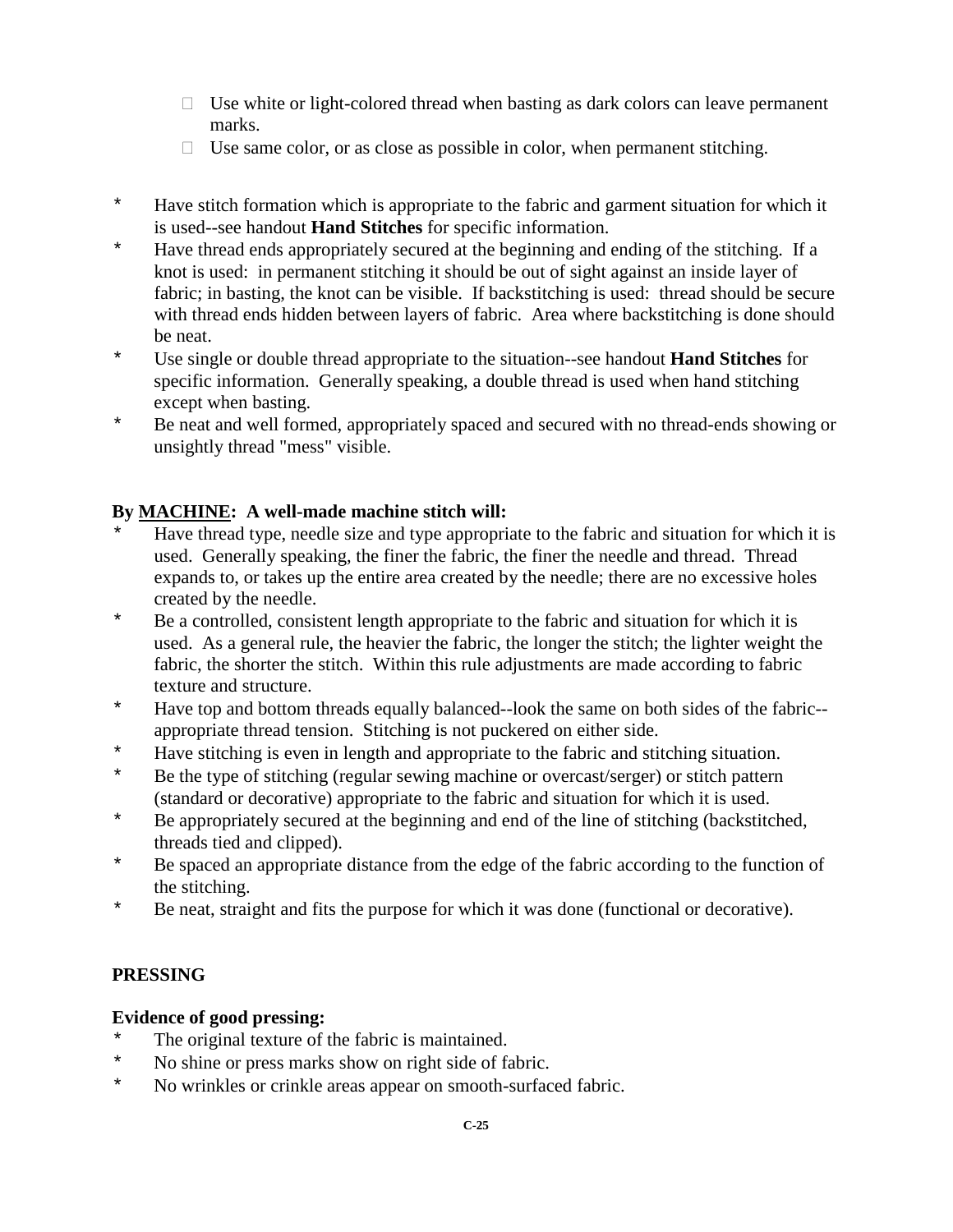- Use white or light-colored thread when basting as dark colors can leave permanent marks.
- Use same color, or as close as possible in color, when permanent stitching.

* Have stitch formation which is appropriate to the fabric and garment situation for which it is used--see handout **Hand Stitches** for specific information.
* Have thread ends appropriately secured at the beginning and ending of the stitching. If a knot is used: in permanent stitching it should be out of sight against an inside layer of fabric; in basting, the knot can be visible. If backstitching is used: thread should be secure with thread ends hidden between layers of fabric. Area where backstitching is done should be neat.
* Use single or double thread appropriate to the situation--see handout **Hand Stitches** for specific information. Generally speaking, a double thread is used when hand stitching except when basting.
* Be neat and well formed, appropriately spaced and secured with no thread-ends showing or unsightly thread "mess" visible.

**By <u>MACHINE</u>: A well-made machine stitch will:**

* Have thread type, needle size and type appropriate to the fabric and situation for which it is used. Generally speaking, the finer the fabric, the finer the needle and thread. Thread expands to, or takes up the entire area created by the needle; there are no excessive holes created by the needle.
* Be a controlled, consistent length appropriate to the fabric and situation for which it is used. As a general rule, the heavier the fabric, the longer the stitch; the lighter weight the fabric, the shorter the stitch. Within this rule adjustments are made according to fabric texture and structure.
* Have top and bottom threads equally balanced--look the same on both sides of the fabric--appropriate thread tension. Stitching is not puckered on either side.
* Have stitching is even in length and appropriate to the fabric and stitching situation.
* Be the type of stitching (regular sewing machine or overcast/serger) or stitch pattern (standard or decorative) appropriate to the fabric and situation for which it is used.
* Be appropriately secured at the beginning and end of the line of stitching (backstitched, threads tied and clipped).
* Be spaced an appropriate distance from the edge of the fabric according to the function of the stitching.
* Be neat, straight and fits the purpose for which it was done (functional or decorative).

## PRESSING

**Evidence of good pressing:**

* The original texture of the fabric is maintained.
* No shine or press marks show on right side of fabric.
* No wrinkles or crinkle areas appear on smooth-surfaced fabric.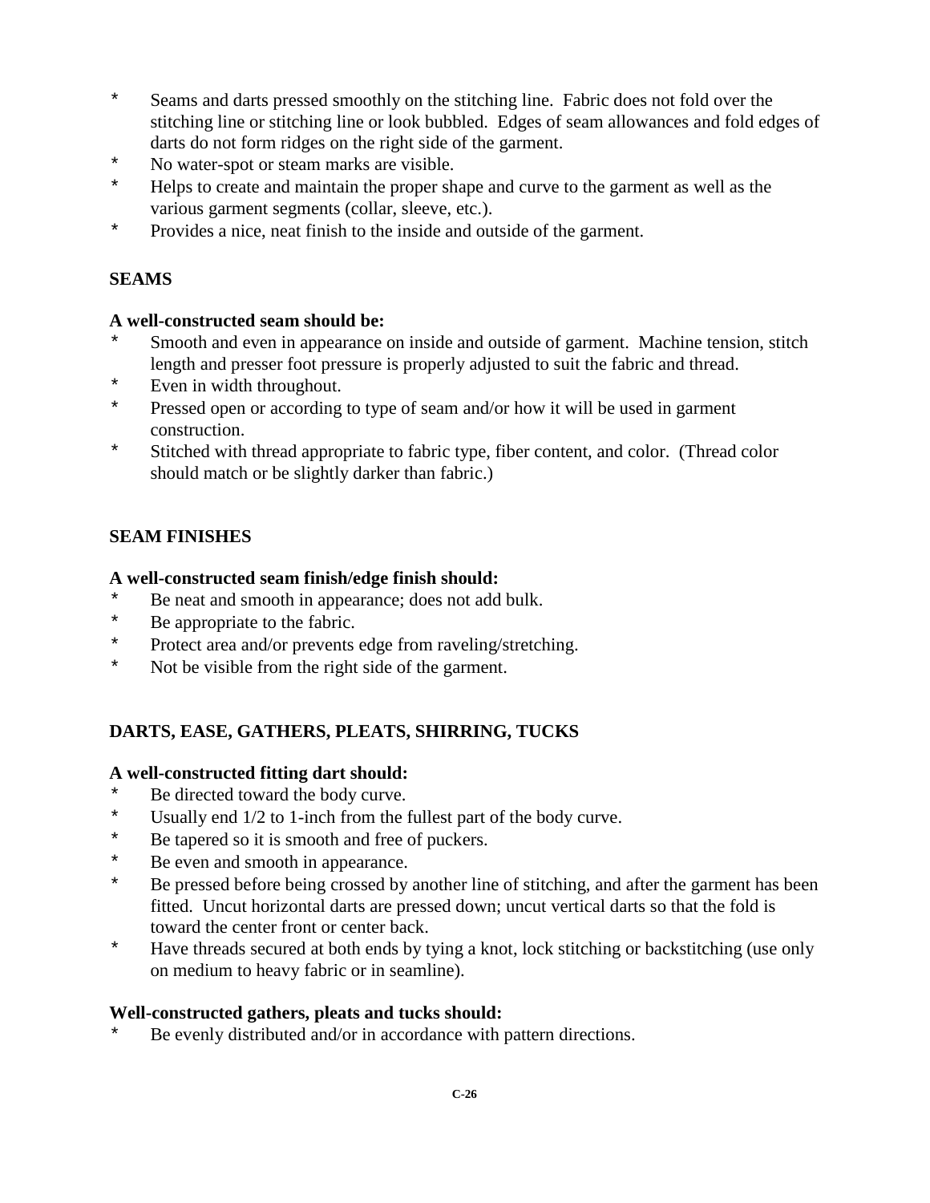* Seams and darts pressed smoothly on the stitching line. Fabric does not fold over the stitching line or stitching line or look bubbled. Edges of seam allowances and fold edges of darts do not form ridges on the right side of the garment.
* No water-spot or steam marks are visible.
* Helps to create and maintain the proper shape and curve to the garment as well as the various garment segments (collar, sleeve, etc.).
* Provides a nice, neat finish to the inside and outside of the garment.

## SEAMS

**A well-constructed seam should be:**

* Smooth and even in appearance on inside and outside of garment. Machine tension, stitch length and presser foot pressure is properly adjusted to suit the fabric and thread.
* Even in width throughout.
* Pressed open or according to type of seam and/or how it will be used in garment construction.
* Stitched with thread appropriate to fabric type, fiber content, and color. (Thread color should match or be slightly darker than fabric.)

## SEAM FINISHES

**A well-constructed seam finish/edge finish should:**

* Be neat and smooth in appearance; does not add bulk.
* Be appropriate to the fabric.
* Protect area and/or prevents edge from raveling/stretching.
* Not be visible from the right side of the garment.

## DARTS, EASE, GATHERS, PLEATS, SHIRRING, TUCKS

**A well-constructed fitting dart should:**

* Be directed toward the body curve.
* Usually end 1/2 to 1-inch from the fullest part of the body curve.
* Be tapered so it is smooth and free of puckers.
* Be even and smooth in appearance.
* Be pressed before being crossed by another line of stitching, and after the garment has been fitted. Uncut horizontal darts are pressed down; uncut vertical darts so that the fold is toward the center front or center back.
* Have threads secured at both ends by tying a knot, lock stitching or backstitching (use only on medium to heavy fabric or in seamline).

**Well-constructed gathers, pleats and tucks should:**

* Be evenly distributed and/or in accordance with pattern directions.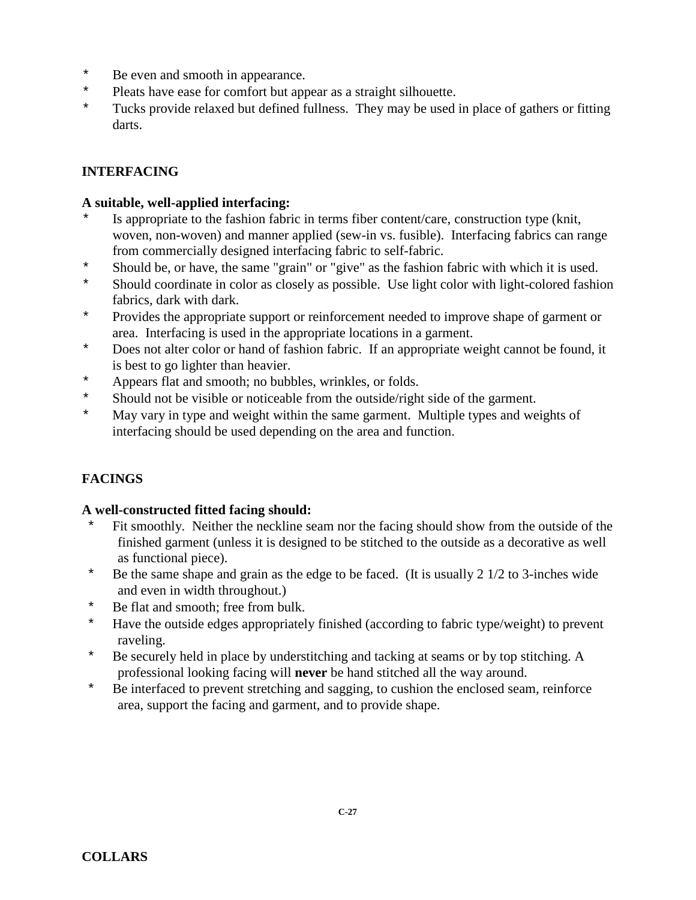* Be even and smooth in appearance.
* Pleats have ease for comfort but appear as a straight silhouette.
* Tucks provide relaxed but defined fullness. They may be used in place of gathers or fitting darts.

## INTERFACING

**A suitable, well-applied interfacing:**

* Is appropriate to the fashion fabric in terms fiber content/care, construction type (knit, woven, non-woven) and manner applied (sew-in vs. fusible). Interfacing fabrics can range from commercially designed interfacing fabric to self-fabric.
* Should be, or have, the same "grain" or "give" as the fashion fabric with which it is used.
* Should coordinate in color as closely as possible. Use light color with light-colored fashion fabrics, dark with dark.
* Provides the appropriate support or reinforcement needed to improve shape of garment or area. Interfacing is used in the appropriate locations in a garment.
* Does not alter color or hand of fashion fabric. If an appropriate weight cannot be found, it is best to go lighter than heavier.
* Appears flat and smooth; no bubbles, wrinkles, or folds.
* Should not be visible or noticeable from the outside/right side of the garment.
* May vary in type and weight within the same garment. Multiple types and weights of interfacing should be used depending on the area and function.

## FACINGS

**A well-constructed fitted facing should:**

* Fit smoothly. Neither the neckline seam nor the facing should show from the outside of the finished garment (unless it is designed to be stitched to the outside as a decorative as well as functional piece).
* Be the same shape and grain as the edge to be faced. (It is usually 2 1/2 to 3-inches wide and even in width throughout.)
* Be flat and smooth; free from bulk.
* Have the outside edges appropriately finished (according to fabric type/weight) to prevent raveling.
* Be securely held in place by understitching and tacking at seams or by top stitching. A professional looking facing will **never** be hand stitched all the way around.
* Be interfaced to prevent stretching and sagging, to cushion the enclosed seam, reinforce area, support the facing and garment, and to provide shape.

## COLLARS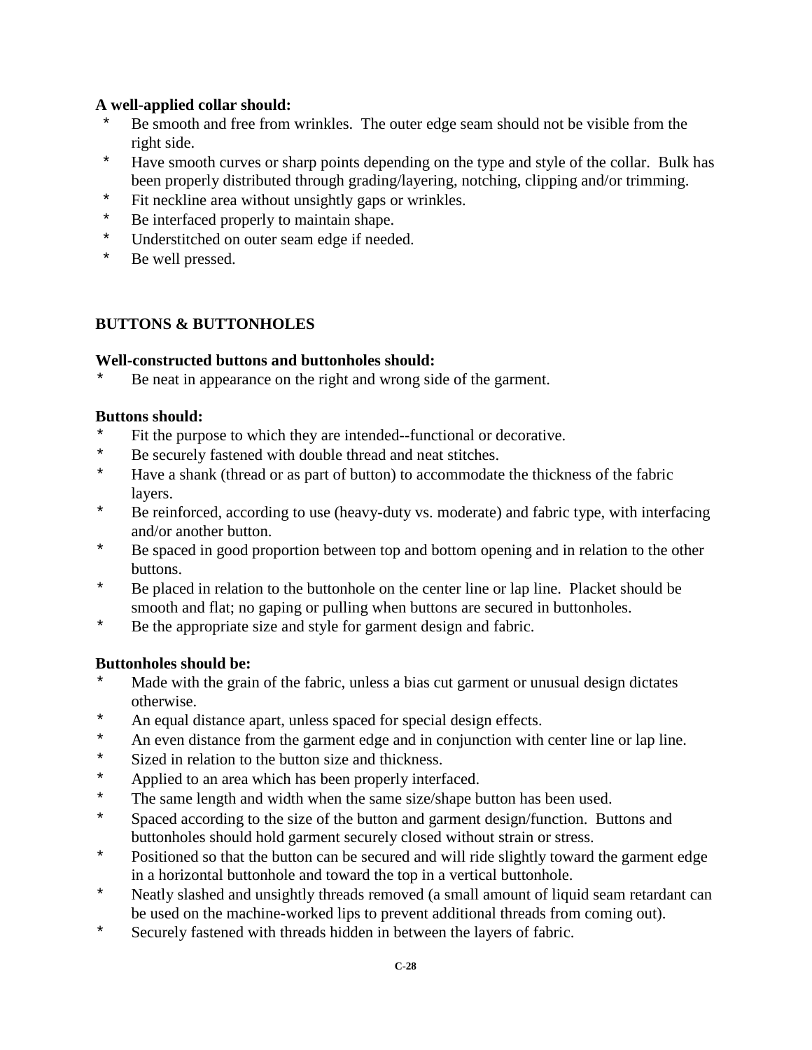**A well-applied collar should:**

* Be smooth and free from wrinkles. The outer edge seam should not be visible from the right side.
* Have smooth curves or sharp points depending on the type and style of the collar. Bulk has been properly distributed through grading/layering, notching, clipping and/or trimming.
* Fit neckline area without unsightly gaps or wrinkles.
* Be interfaced properly to maintain shape.
* Understitched on outer seam edge if needed.
* Be well pressed.

## BUTTONS & BUTTONHOLES

**Well-constructed buttons and buttonholes should:**

* Be neat in appearance on the right and wrong side of the garment.

**Buttons should:**

* Fit the purpose to which they are intended--functional or decorative.
* Be securely fastened with double thread and neat stitches.
* Have a shank (thread or as part of button) to accommodate the thickness of the fabric layers.
* Be reinforced, according to use (heavy-duty vs. moderate) and fabric type, with interfacing and/or another button.
* Be spaced in good proportion between top and bottom opening and in relation to the other buttons.
* Be placed in relation to the buttonhole on the center line or lap line. Placket should be smooth and flat; no gaping or pulling when buttons are secured in buttonholes.
* Be the appropriate size and style for garment design and fabric.

**Buttonholes should be:**

* Made with the grain of the fabric, unless a bias cut garment or unusual design dictates otherwise.
* An equal distance apart, unless spaced for special design effects.
* An even distance from the garment edge and in conjunction with center line or lap line.
* Sized in relation to the button size and thickness.
* Applied to an area which has been properly interfaced.
* The same length and width when the same size/shape button has been used.
* Spaced according to the size of the button and garment design/function. Buttons and buttonholes should hold garment securely closed without strain or stress.
* Positioned so that the button can be secured and will ride slightly toward the garment edge in a horizontal buttonhole and toward the top in a vertical buttonhole.
* Neatly slashed and unsightly threads removed (a small amount of liquid seam retardant can be used on the machine-worked lips to prevent additional threads from coming out).
* Securely fastened with threads hidden in between the layers of fabric.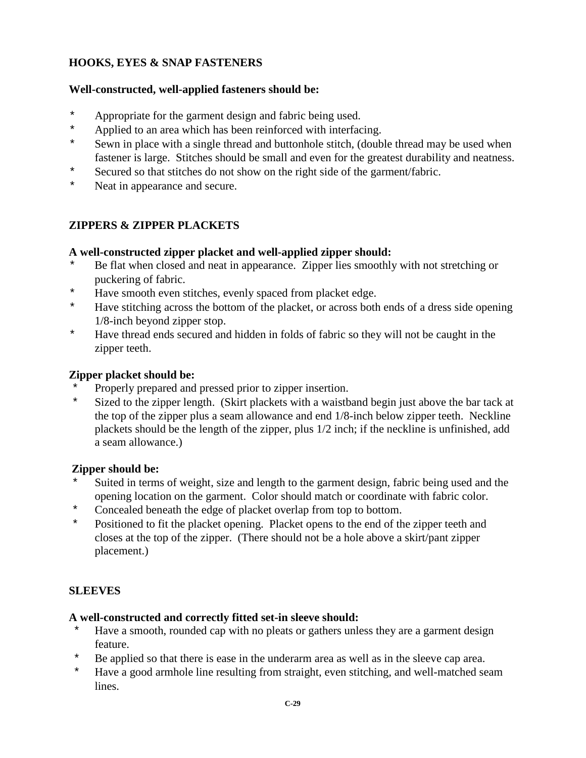## HOOKS, EYES & SNAP FASTENERS

**Well-constructed, well-applied fasteners should be:**

- Appropriate for the garment design and fabric being used.
- Applied to an area which has been reinforced with interfacing.
- Sewn in place with a single thread and buttonhole stitch, (double thread may be used when fastener is large. Stitches should be small and even for the greatest durability and neatness.
- Secured so that stitches do not show on the right side of the garment/fabric.
- Neat in appearance and secure.

## ZIPPERS & ZIPPER PLACKETS

**A well-constructed zipper placket and well-applied zipper should:**

- Be flat when closed and neat in appearance. Zipper lies smoothly with not stretching or puckering of fabric.
- Have smooth even stitches, evenly spaced from placket edge.
- Have stitching across the bottom of the placket, or across both ends of a dress side opening 1/8-inch beyond zipper stop.
- Have thread ends secured and hidden in folds of fabric so they will not be caught in the zipper teeth.

**Zipper placket should be:**

- Properly prepared and pressed prior to zipper insertion.
- Sized to the zipper length. (Skirt plackets with a waistband begin just above the bar tack at the top of the zipper plus a seam allowance and end 1/8-inch below zipper teeth. Neckline plackets should be the length of the zipper, plus 1/2 inch; if the neckline is unfinished, add a seam allowance.)

**Zipper should be:**

- Suited in terms of weight, size and length to the garment design, fabric being used and the opening location on the garment. Color should match or coordinate with fabric color.
- Concealed beneath the edge of placket overlap from top to bottom.
- Positioned to fit the placket opening. Placket opens to the end of the zipper teeth and closes at the top of the zipper. (There should not be a hole above a skirt/pant zipper placement.)

## SLEEVES

**A well-constructed and correctly fitted set-in sleeve should:**

- Have a smooth, rounded cap with no pleats or gathers unless they are a garment design feature.
- Be applied so that there is ease in the underarm area as well as in the sleeve cap area.
- Have a good armhole line resulting from straight, even stitching, and well-matched seam lines.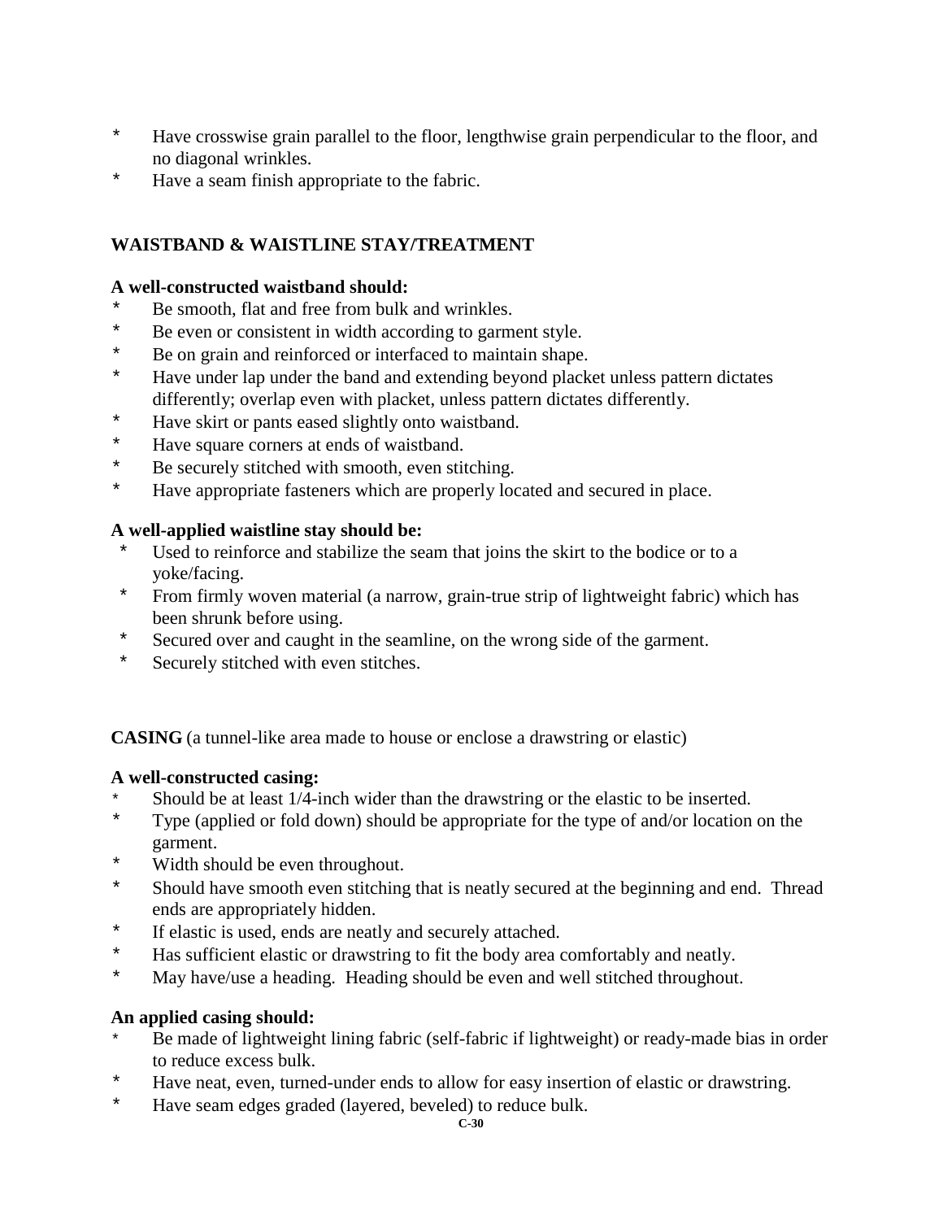* Have crosswise grain parallel to the floor, lengthwise grain perpendicular to the floor, and no diagonal wrinkles.
* Have a seam finish appropriate to the fabric.

## WAISTBAND & WAISTLINE STAY/TREATMENT

**A well-constructed waistband should:**

* Be smooth, flat and free from bulk and wrinkles.
* Be even or consistent in width according to garment style.
* Be on grain and reinforced or interfaced to maintain shape.
* Have under lap under the band and extending beyond placket unless pattern dictates differently; overlap even with placket, unless pattern dictates differently.
* Have skirt or pants eased slightly onto waistband.
* Have square corners at ends of waistband.
* Be securely stitched with smooth, even stitching.
* Have appropriate fasteners which are properly located and secured in place.

**A well-applied waistline stay should be:**

* Used to reinforce and stabilize the seam that joins the skirt to the bodice or to a yoke/facing.
* From firmly woven material (a narrow, grain-true strip of lightweight fabric) which has been shrunk before using.
* Secured over and caught in the seamline, on the wrong side of the garment.
* Securely stitched with even stitches.

**CASING** (a tunnel-like area made to house or enclose a drawstring or elastic)

**A well-constructed casing:**

* Should be at least 1/4-inch wider than the drawstring or the elastic to be inserted.
* Type (applied or fold down) should be appropriate for the type of and/or location on the garment.
* Width should be even throughout.
* Should have smooth even stitching that is neatly secured at the beginning and end. Thread ends are appropriately hidden.
* If elastic is used, ends are neatly and securely attached.
* Has sufficient elastic or drawstring to fit the body area comfortably and neatly.
* May have/use a heading. Heading should be even and well stitched throughout.

**An applied casing should:**

* Be made of lightweight lining fabric (self-fabric if lightweight) or ready-made bias in order to reduce excess bulk.
* Have neat, even, turned-under ends to allow for easy insertion of elastic or drawstring.
* Have seam edges graded (layered, beveled) to reduce bulk.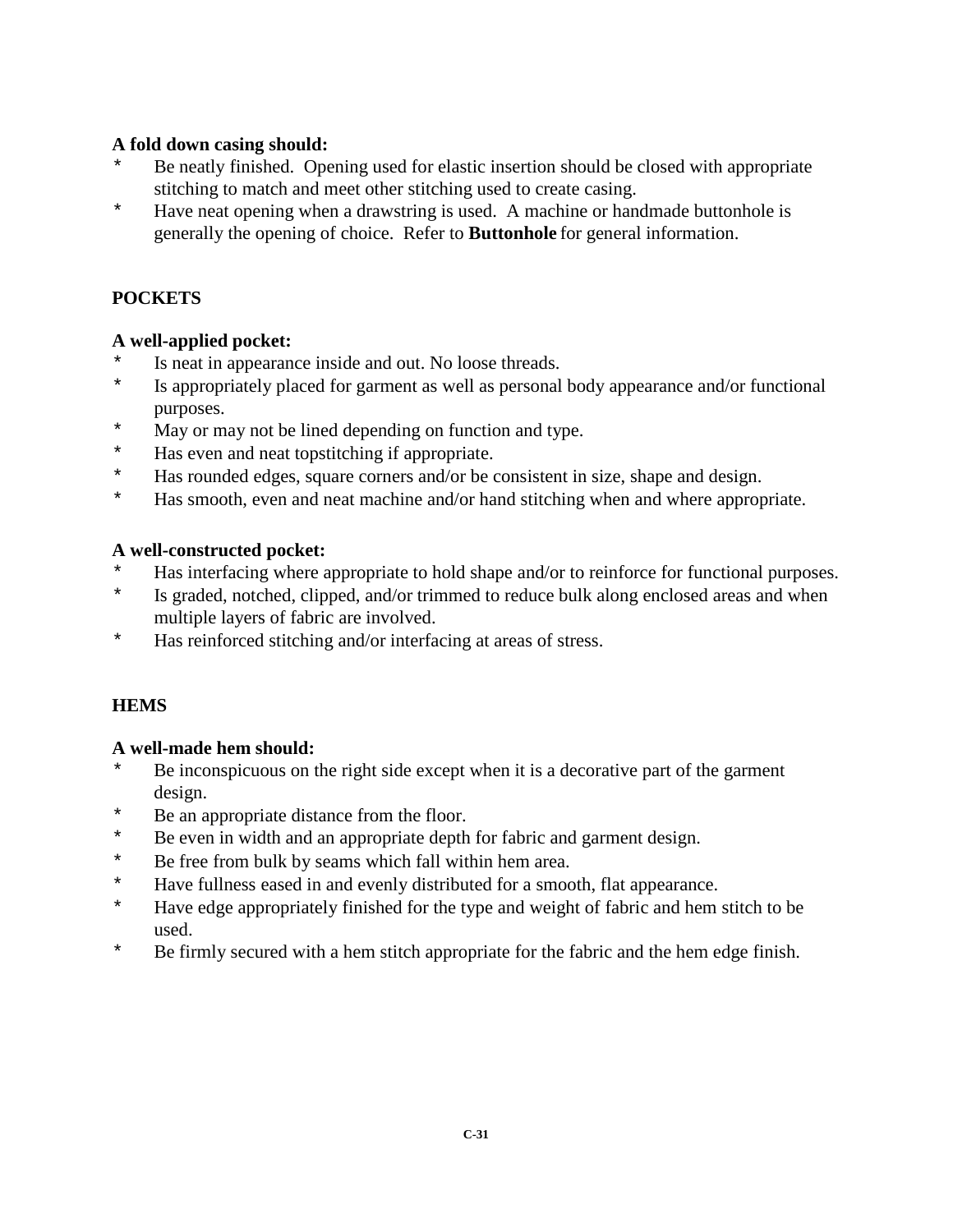**A fold down casing should:**

* Be neatly finished. Opening used for elastic insertion should be closed with appropriate stitching to match and meet other stitching used to create casing.
* Have neat opening when a drawstring is used. A machine or handmade buttonhole is generally the opening of choice. Refer to **Buttonhole** for general information.

## POCKETS

**A well-applied pocket:**

* Is neat in appearance inside and out. No loose threads.
* Is appropriately placed for garment as well as personal body appearance and/or functional purposes.
* May or may not be lined depending on function and type.
* Has even and neat topstitching if appropriate.
* Has rounded edges, square corners and/or be consistent in size, shape and design.
* Has smooth, even and neat machine and/or hand stitching when and where appropriate.

**A well-constructed pocket:**

* Has interfacing where appropriate to hold shape and/or to reinforce for functional purposes.
* Is graded, notched, clipped, and/or trimmed to reduce bulk along enclosed areas and when multiple layers of fabric are involved.
* Has reinforced stitching and/or interfacing at areas of stress.

## HEMS

**A well-made hem should:**

* Be inconspicuous on the right side except when it is a decorative part of the garment design.
* Be an appropriate distance from the floor.
* Be even in width and an appropriate depth for fabric and garment design.
* Be free from bulk by seams which fall within hem area.
* Have fullness eased in and evenly distributed for a smooth, flat appearance.
* Have edge appropriately finished for the type and weight of fabric and hem stitch to be used.
* Be firmly secured with a hem stitch appropriate for the fabric and the hem edge finish.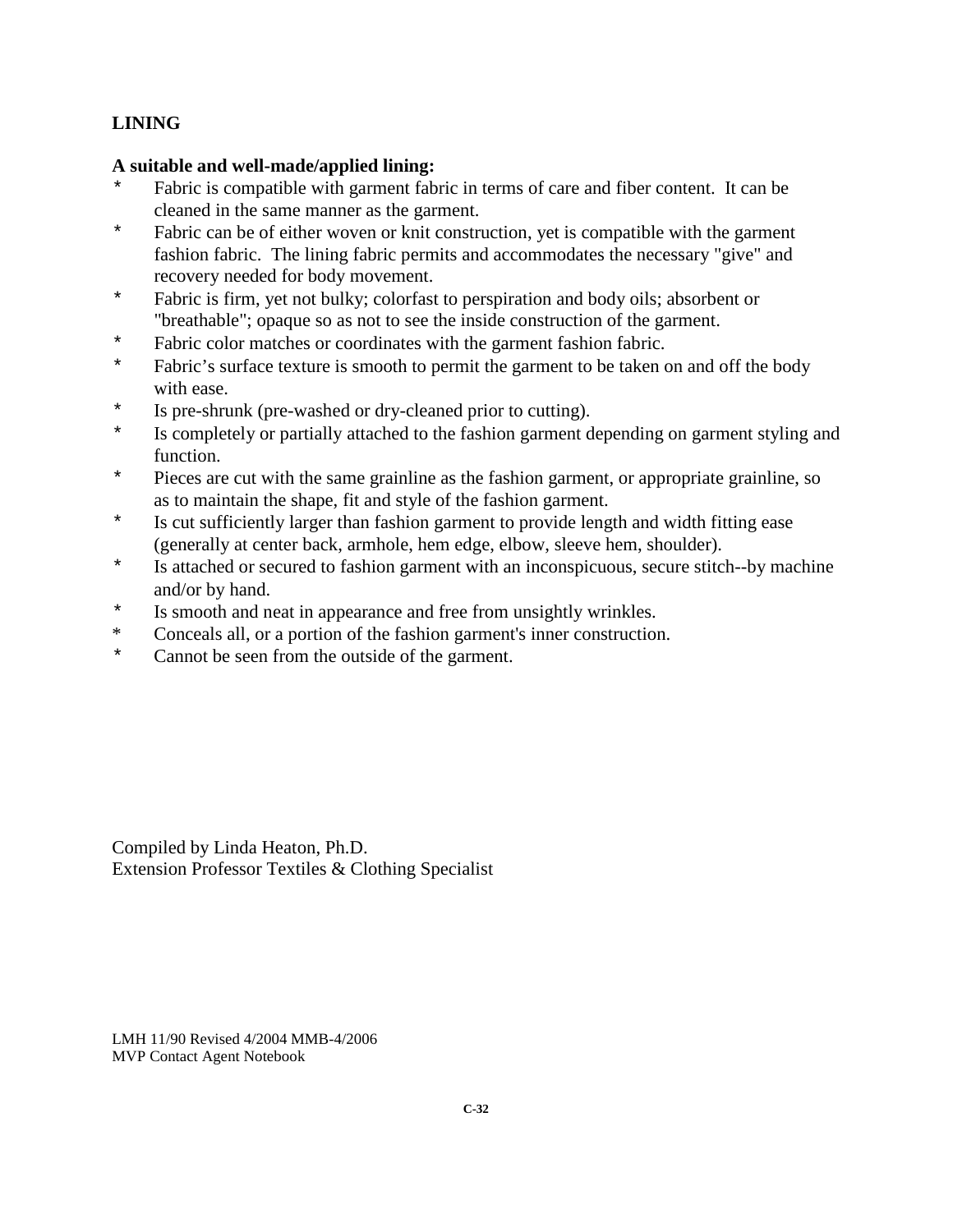## LINING

**A suitable and well-made/applied lining:**

* Fabric is compatible with garment fabric in terms of care and fiber content. It can be cleaned in the same manner as the garment.
* Fabric can be of either woven or knit construction, yet is compatible with the garment fashion fabric. The lining fabric permits and accommodates the necessary "give" and recovery needed for body movement.
* Fabric is firm, yet not bulky; colorfast to perspiration and body oils; absorbent or "breathable"; opaque so as not to see the inside construction of the garment.
* Fabric color matches or coordinates with the garment fashion fabric.
* Fabric's surface texture is smooth to permit the garment to be taken on and off the body with ease.
* Is pre-shrunk (pre-washed or dry-cleaned prior to cutting).
* Is completely or partially attached to the fashion garment depending on garment styling and function.
* Pieces are cut with the same grainline as the fashion garment, or appropriate grainline, so as to maintain the shape, fit and style of the fashion garment.
* Is cut sufficiently larger than fashion garment to provide length and width fitting ease (generally at center back, armhole, hem edge, elbow, sleeve hem, shoulder).
* Is attached or secured to fashion garment with an inconspicuous, secure stitch--by machine and/or by hand.
* Is smooth and neat in appearance and free from unsightly wrinkles.
* Conceals all, or a portion of the fashion garment's inner construction.
* Cannot be seen from the outside of the garment.

Compiled by Linda Heaton, Ph.D.
Extension Professor Textiles & Clothing Specialist

LMH 11/90 Revised 4/2004 MMB-4/2006
MVP Contact Agent Notebook

C-32